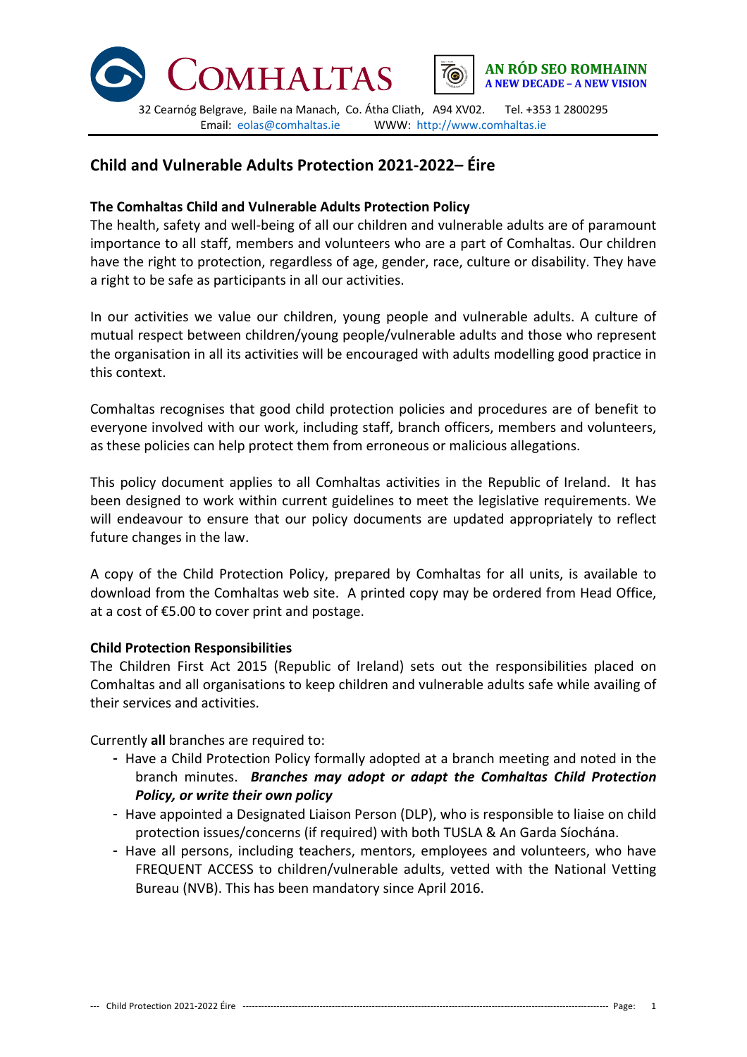COMHALTAS

AN RÓD SEO ROMHAINN
A NEW DECADE – A NEW VISION

32 Cearnóg Belgrave, Baile na Manach, Co. Átha Cliath, A94 XV02. Tel. +353 1 2800295
Email: eolas@comhaltas.ie WWW: http://www.comhaltas.ie

# Child and Vulnerable Adults Protection 2021-2022– Éire

### The Comhaltas Child and Vulnerable Adults Protection Policy

The health, safety and well-being of all our children and vulnerable adults are of paramount importance to all staff, members and volunteers who are a part of Comhaltas. Our children have the right to protection, regardless of age, gender, race, culture or disability. They have a right to be safe as participants in all our activities.

In our activities we value our children, young people and vulnerable adults. A culture of mutual respect between children/young people/vulnerable adults and those who represent the organisation in all its activities will be encouraged with adults modelling good practice in this context.

Comhaltas recognises that good child protection policies and procedures are of benefit to everyone involved with our work, including staff, branch officers, members and volunteers, as these policies can help protect them from erroneous or malicious allegations.

This policy document applies to all Comhaltas activities in the Republic of Ireland. It has been designed to work within current guidelines to meet the legislative requirements. We will endeavour to ensure that our policy documents are updated appropriately to reflect future changes in the law.

A copy of the Child Protection Policy, prepared by Comhaltas for all units, is available to download from the Comhaltas web site. A printed copy may be ordered from Head Office, at a cost of €5.00 to cover print and postage.

### Child Protection Responsibilities

The Children First Act 2015 (Republic of Ireland) sets out the responsibilities placed on Comhaltas and all organisations to keep children and vulnerable adults safe while availing of their services and activities.

Currently **all** branches are required to:

- Have a Child Protection Policy formally adopted at a branch meeting and noted in the branch minutes. ***Branches may adopt or adapt the Comhaltas Child Protection Policy, or write their own policy***
- Have appointed a Designated Liaison Person (DLP), who is responsible to liaise on child protection issues/concerns (if required) with both TUSLA & An Garda Síochána.
- Have all persons, including teachers, mentors, employees and volunteers, who have FREQUENT ACCESS to children/vulnerable adults, vetted with the National Vetting Bureau (NVB). This has been mandatory since April 2016.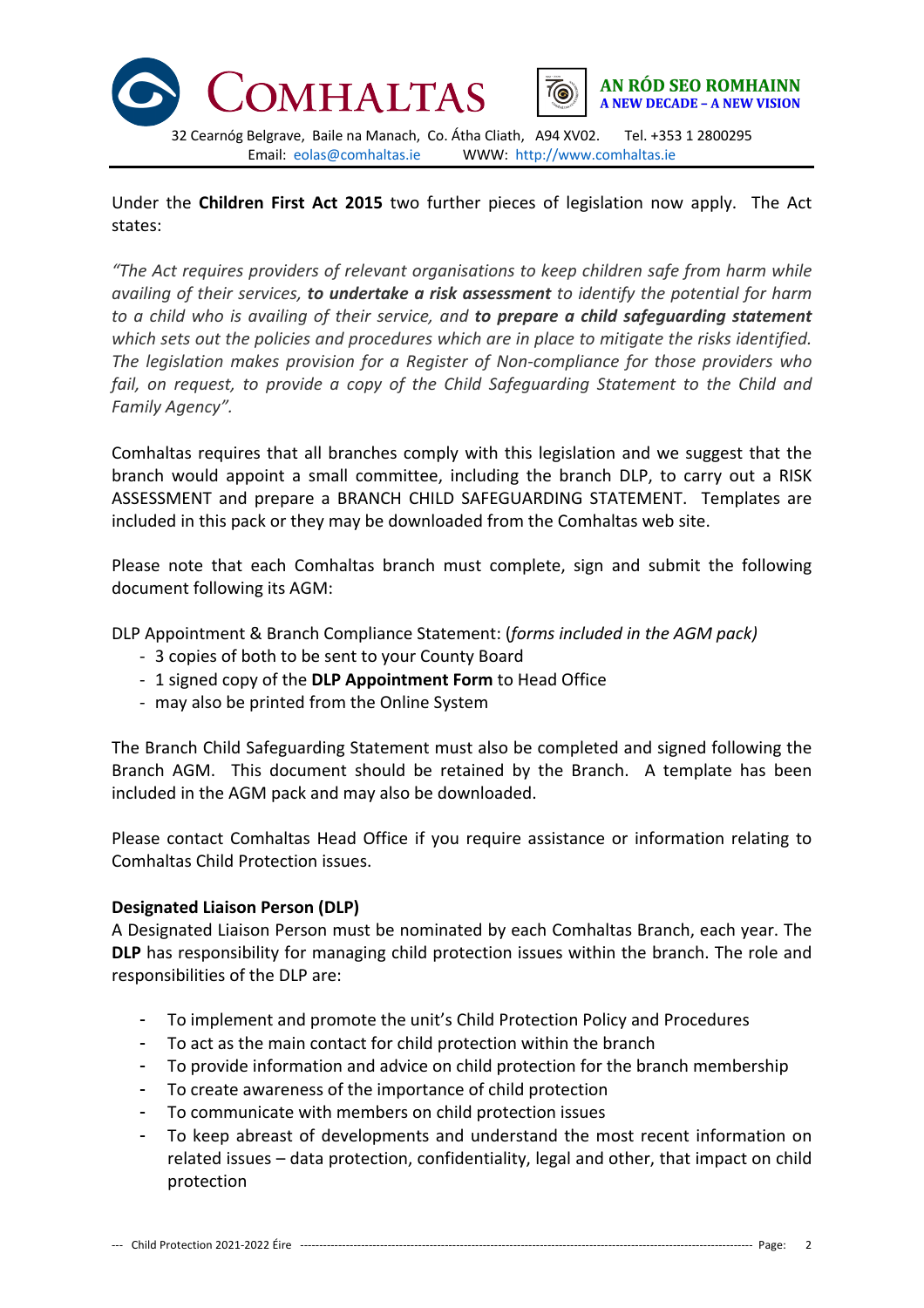Under the **Children First Act 2015** two further pieces of legislation now apply. The Act states:

*"The Act requires providers of relevant organisations to keep children safe from harm while availing of their services, **to undertake a risk assessment** to identify the potential for harm to a child who is availing of their service, and **to prepare a child safeguarding statement** which sets out the policies and procedures which are in place to mitigate the risks identified. The legislation makes provision for a Register of Non-compliance for those providers who fail, on request, to provide a copy of the Child Safeguarding Statement to the Child and Family Agency".*

Comhaltas requires that all branches comply with this legislation and we suggest that the branch would appoint a small committee, including the branch DLP, to carry out a RISK ASSESSMENT and prepare a BRANCH CHILD SAFEGUARDING STATEMENT. Templates are included in this pack or they may be downloaded from the Comhaltas web site.

Please note that each Comhaltas branch must complete, sign and submit the following document following its AGM:

DLP Appointment & Branch Compliance Statement: (*forms included in the AGM pack)*
- 3 copies of both to be sent to your County Board
- 1 signed copy of the **DLP Appointment Form** to Head Office
- may also be printed from the Online System

The Branch Child Safeguarding Statement must also be completed and signed following the Branch AGM. This document should be retained by the Branch. A template has been included in the AGM pack and may also be downloaded.

Please contact Comhaltas Head Office if you require assistance or information relating to Comhaltas Child Protection issues.

**Designated Liaison Person (DLP)**

A Designated Liaison Person must be nominated by each Comhaltas Branch, each year. The **DLP** has responsibility for managing child protection issues within the branch. The role and responsibilities of the DLP are:

- To implement and promote the unit's Child Protection Policy and Procedures
- To act as the main contact for child protection within the branch
- To provide information and advice on child protection for the branch membership
- To create awareness of the importance of child protection
- To communicate with members on child protection issues
- To keep abreast of developments and understand the most recent information on related issues – data protection, confidentiality, legal and other, that impact on child protection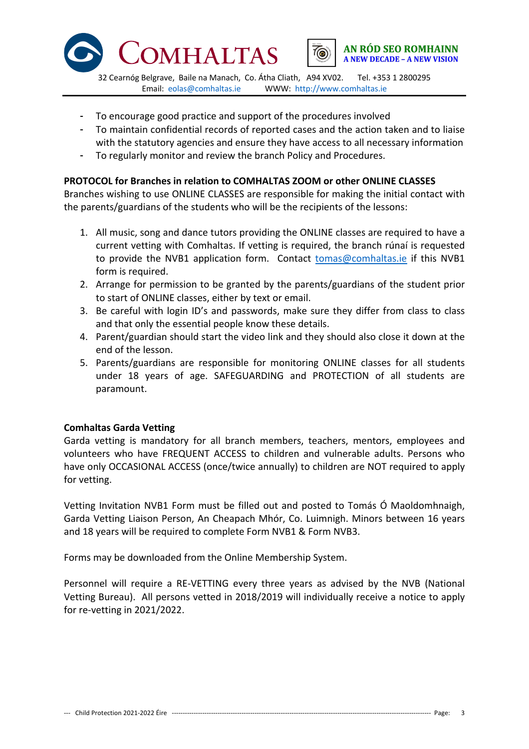- To encourage good practice and support of the procedures involved
- To maintain confidential records of reported cases and the action taken and to liaise with the statutory agencies and ensure they have access to all necessary information
- To regularly monitor and review the branch Policy and Procedures.

**PROTOCOL for Branches in relation to COMHALTAS ZOOM or other ONLINE CLASSES**
Branches wishing to use ONLINE CLASSES are responsible for making the initial contact with the parents/guardians of the students who will be the recipients of the lessons:

1. All music, song and dance tutors providing the ONLINE classes are required to have a current vetting with Comhaltas. If vetting is required, the branch rúnaí is requested to provide the NVB1 application form. Contact tomas@comhaltas.ie if this NVB1 form is required.
2. Arrange for permission to be granted by the parents/guardians of the student prior to start of ONLINE classes, either by text or email.
3. Be careful with login ID's and passwords, make sure they differ from class to class and that only the essential people know these details.
4. Parent/guardian should start the video link and they should also close it down at the end of the lesson.
5. Parents/guardians are responsible for monitoring ONLINE classes for all students under 18 years of age. SAFEGUARDING and PROTECTION of all students are paramount.

**Comhaltas Garda Vetting**
Garda vetting is mandatory for all branch members, teachers, mentors, employees and volunteers who have FREQUENT ACCESS to children and vulnerable adults. Persons who have only OCCASIONAL ACCESS (once/twice annually) to children are NOT required to apply for vetting.

Vetting Invitation NVB1 Form must be filled out and posted to Tomás Ó Maoldomhnaigh, Garda Vetting Liaison Person, An Cheapach Mhór, Co. Luimnigh. Minors between 16 years and 18 years will be required to complete Form NVB1 & Form NVB3.

Forms may be downloaded from the Online Membership System.

Personnel will require a RE-VETTING every three years as advised by the NVB (National Vetting Bureau). All persons vetted in 2018/2019 will individually receive a notice to apply for re-vetting in 2021/2022.